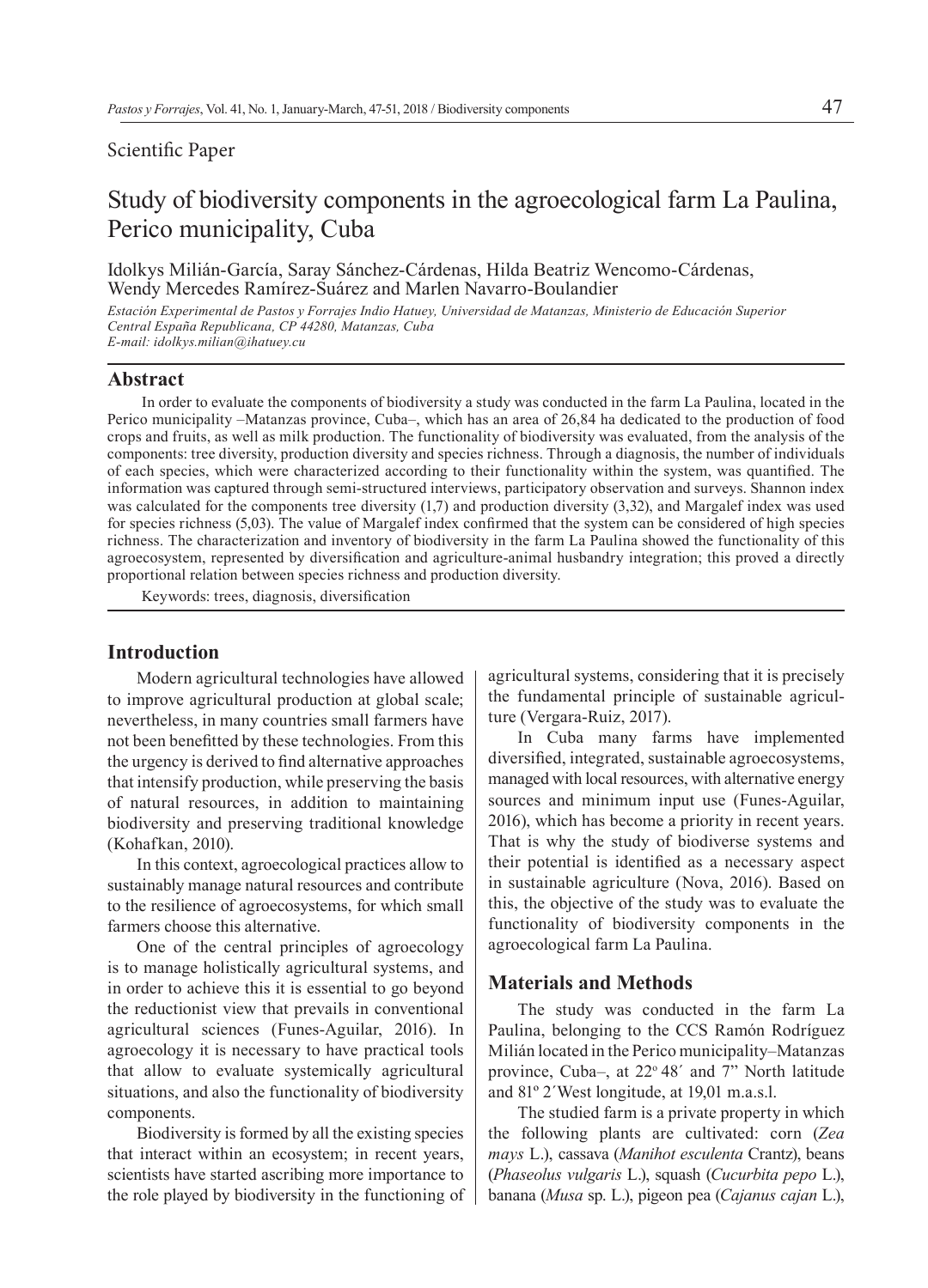Scientific Paper

# Study of biodiversity components in the agroecological farm La Paulina, Perico municipality, Cuba

Idolkys Milián-García, Saray Sánchez-Cárdenas, Hilda Beatriz Wencomo-Cárdenas, Wendy Mercedes Ramírez-Suárez and Marlen Navarro-Boulandier

*Estación Experimental de Pastos y Forrajes Indio Hatuey, Universidad de Matanzas, Ministerio de Educación Superior Central España Republicana, CP 44280, Matanzas, Cuba*
*E-mail: idolkys.milian@ihatuey.cu*

## Abstract

In order to evaluate the components of biodiversity a study was conducted in the farm La Paulina, located in the Perico municipality –Matanzas province, Cuba–, which has an area of 26,84 ha dedicated to the production of food crops and fruits, as well as milk production. The functionality of biodiversity was evaluated, from the analysis of the components: tree diversity, production diversity and species richness. Through a diagnosis, the number of individuals of each species, which were characterized according to their functionality within the system, was quantified. The information was captured through semi-structured interviews, participatory observation and surveys. Shannon index was calculated for the components tree diversity (1,7) and production diversity (3,32), and Margalef index was used for species richness (5,03). The value of Margalef index confirmed that the system can be considered of high species richness. The characterization and inventory of biodiversity in the farm La Paulina showed the functionality of this agroecosystem, represented by diversification and agriculture-animal husbandry integration; this proved a directly proportional relation between species richness and production diversity.

Keywords: trees, diagnosis, diversification

## Introduction

Modern agricultural technologies have allowed to improve agricultural production at global scale; nevertheless, in many countries small farmers have not been benefitted by these technologies. From this the urgency is derived to find alternative approaches that intensify production, while preserving the basis of natural resources, in addition to maintaining biodiversity and preserving traditional knowledge (Kohafkan, 2010).

In this context, agroecological practices allow to sustainably manage natural resources and contribute to the resilience of agroecosystems, for which small farmers choose this alternative.

One of the central principles of agroecology is to manage holistically agricultural systems, and in order to achieve this it is essential to go beyond the reductionist view that prevails in conventional agricultural sciences (Funes-Aguilar, 2016). In agroecology it is necessary to have practical tools that allow to evaluate systemically agricultural situations, and also the functionality of biodiversity components.

Biodiversity is formed by all the existing species that interact within an ecosystem; in recent years, scientists have started ascribing more importance to the role played by biodiversity in the functioning of agricultural systems, considering that it is precisely the fundamental principle of sustainable agriculture (Vergara-Ruiz, 2017).

In Cuba many farms have implemented diversified, integrated, sustainable agroecosystems, managed with local resources, with alternative energy sources and minimum input use (Funes-Aguilar, 2016), which has become a priority in recent years. That is why the study of biodiverse systems and their potential is identified as a necessary aspect in sustainable agriculture (Nova, 2016). Based on this, the objective of the study was to evaluate the functionality of biodiversity components in the agroecological farm La Paulina.

## Materials and Methods

The study was conducted in the farm La Paulina, belonging to the CCS Ramón Rodríguez Milián located in the Perico municipality–Matanzas province, Cuba–, at 22º 48´ and 7" North latitude and 81º 2´West longitude, at 19,01 m.a.s.l.

The studied farm is a private property in which the following plants are cultivated: corn (*Zea mays* L.), cassava (*Manihot esculenta* Crantz), beans (*Phaseolus vulgaris* L.), squash (*Cucurbita pepo* L.), banana (*Musa* sp. L.), pigeon pea (*Cajanus cajan* L.),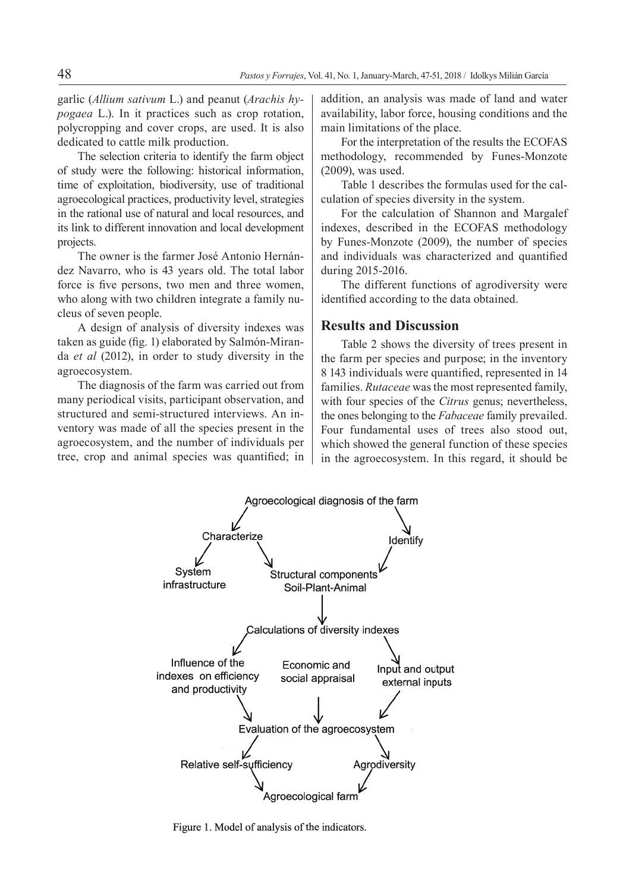garlic (*Allium sativum* L.) and peanut (*Arachis hypogaea* L.). In it practices such as crop rotation, polycropping and cover crops, are used. It is also dedicated to cattle milk production.

The selection criteria to identify the farm object of study were the following: historical information, time of exploitation, biodiversity, use of traditional agroecological practices, productivity level, strategies in the rational use of natural and local resources, and its link to different innovation and local development projects.

The owner is the farmer José Antonio Hernández Navarro, who is 43 years old. The total labor force is five persons, two men and three women, who along with two children integrate a family nucleus of seven people.

A design of analysis of diversity indexes was taken as guide (fig. 1) elaborated by Salmón-Miranda *et al* (2012), in order to study diversity in the agroecosystem.

The diagnosis of the farm was carried out from many periodical visits, participant observation, and structured and semi-structured interviews. An inventory was made of all the species present in the agroecosystem, and the number of individuals per tree, crop and animal species was quantified; in addition, an analysis was made of land and water availability, labor force, housing conditions and the main limitations of the place.

For the interpretation of the results the ECOFAS methodology, recommended by Funes-Monzote (2009), was used.

Table 1 describes the formulas used for the calculation of species diversity in the system.

For the calculation of Shannon and Margalef indexes, described in the ECOFAS methodology by Funes-Monzote (2009), the number of species and individuals was characterized and quantified during 2015-2016.

The different functions of agrodiversity were identified according to the data obtained.

## Results and Discussion

Table 2 shows the diversity of trees present in the farm per species and purpose; in the inventory 8 143 individuals were quantified, represented in 14 families. *Rutaceae* was the most represented family, with four species of the *Citrus* genus; nevertheless, the ones belonging to the *Fabaceae* family prevailed. Four fundamental uses of trees also stood out, which showed the general function of these species in the agroecosystem. In this regard, it should be

Agroecological diagnosis of the farm → Characterize → System infrastructure; Structural components Soil-Plant-Animal
Agroecological diagnosis of the farm → Identify → Structural components Soil-Plant-Animal
Structural components Soil-Plant-Animal → Calculations of diversity indexes
Calculations of diversity indexes → Influence of the indexes on efficiency and productivity; Economic and social appraisal; Input and output external inputs
→ Evaluation of the agroecosystem → Relative self-sufficiency; Agrodiversity → Agroecological farm

Figure 1. Model of analysis of the indicators.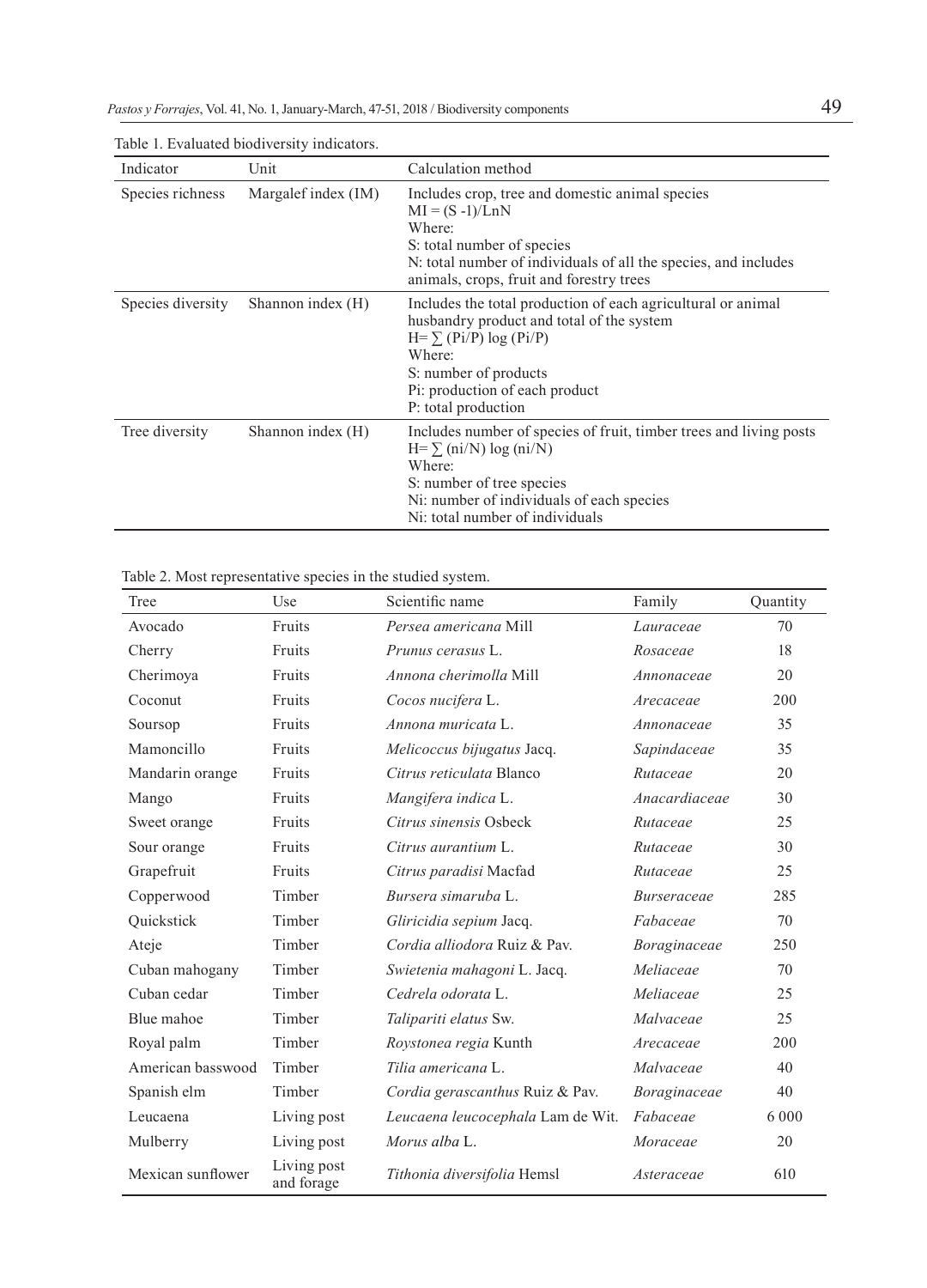Table 1. Evaluated biodiversity indicators.

| Indicator | Unit | Calculation method |
|---|---|---|
| Species richness | Margalef index (IM) | Includes crop, tree and domestic animal species<br>$MI = (S - 1)/LnN$<br>Where:<br>S: total number of species<br>N: total number of individuals of all the species, and includes animals, crops, fruit and forestry trees |
| Species diversity | Shannon index (H) | Includes the total production of each agricultural or animal husbandry product and total of the system<br>$H = \sum (Pi/P) \log (Pi/P)$<br>Where:<br>S: number of products<br>Pi: production of each product<br>P: total production |
| Tree diversity | Shannon index (H) | Includes number of species of fruit, timber trees and living posts<br>$H = \sum (ni/N) \log (ni/N)$<br>Where:<br>S: number of tree species<br>Ni: number of individuals of each species<br>Ni: total number of individuals |

Table 2. Most representative species in the studied system.

| Tree | Use | Scientific name | Family | Quantity |
|---|---|---|---|---|
| Avocado | Fruits | *Persea americana* Mill | *Lauraceae* | 70 |
| Cherry | Fruits | *Prunus cerasus* L. | *Rosaceae* | 18 |
| Cherimoya | Fruits | *Annona cherimolla* Mill | *Annonaceae* | 20 |
| Coconut | Fruits | *Cocos nucifera* L. | *Arecaceae* | 200 |
| Soursop | Fruits | *Annona muricata* L. | *Annonaceae* | 35 |
| Mamoncillo | Fruits | *Melicoccus bijugatus* Jacq. | *Sapindaceae* | 35 |
| Mandarin orange | Fruits | *Citrus reticulata* Blanco | *Rutaceae* | 20 |
| Mango | Fruits | *Mangifera indica* L. | *Anacardiaceae* | 30 |
| Sweet orange | Fruits | *Citrus sinensis* Osbeck | *Rutaceae* | 25 |
| Sour orange | Fruits | *Citrus aurantium* L. | *Rutaceae* | 30 |
| Grapefruit | Fruits | *Citrus paradisi* Macfad | *Rutaceae* | 25 |
| Copperwood | Timber | *Bursera simaruba* L. | *Burseraceae* | 285 |
| Quickstick | Timber | *Gliricidia sepium* Jacq. | *Fabaceae* | 70 |
| Ateje | Timber | *Cordia alliodora* Ruiz & Pav. | *Boraginaceae* | 250 |
| Cuban mahogany | Timber | *Swietenia mahagoni* L. Jacq. | *Meliaceae* | 70 |
| Cuban cedar | Timber | *Cedrela odorata* L. | *Meliaceae* | 25 |
| Blue mahoe | Timber | *Talipariti elatus* Sw. | *Malvaceae* | 25 |
| Royal palm | Timber | *Roystonea regia* Kunth | *Arecaceae* | 200 |
| American basswood | Timber | *Tilia americana* L. | *Malvaceae* | 40 |
| Spanish elm | Timber | *Cordia gerascanthus* Ruiz & Pav. | *Boraginaceae* | 40 |
| Leucaena | Living post | *Leucaena leucocephala* Lam de Wit. | *Fabaceae* | 6 000 |
| Mulberry | Living post | *Morus alba* L. | *Moraceae* | 20 |
| Mexican sunflower | Living post and forage | *Tithonia diversifolia* Hemsl | *Asteraceae* | 610 |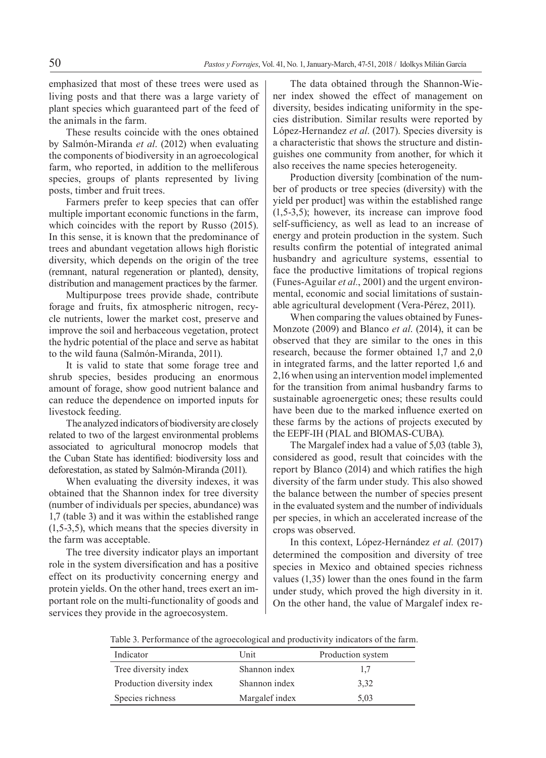emphasized that most of these trees were used as living posts and that there was a large variety of plant species which guaranteed part of the feed of the animals in the farm.

These results coincide with the ones obtained by Salmón-Miranda *et al*. (2012) when evaluating the components of biodiversity in an agroecological farm, who reported, in addition to the melliferous species, groups of plants represented by living posts, timber and fruit trees.

Farmers prefer to keep species that can offer multiple important economic functions in the farm, which coincides with the report by Russo (2015). In this sense, it is known that the predominance of trees and abundant vegetation allows high floristic diversity, which depends on the origin of the tree (remnant, natural regeneration or planted), density, distribution and management practices by the farmer.

Multipurpose trees provide shade, contribute forage and fruits, fix atmospheric nitrogen, recycle nutrients, lower the market cost, preserve and improve the soil and herbaceous vegetation, protect the hydric potential of the place and serve as habitat to the wild fauna (Salmón-Miranda, 2011).

It is valid to state that some forage tree and shrub species, besides producing an enormous amount of forage, show good nutrient balance and can reduce the dependence on imported inputs for livestock feeding.

The analyzed indicators of biodiversity are closely related to two of the largest environmental problems associated to agricultural monocrop models that the Cuban State has identified: biodiversity loss and deforestation, as stated by Salmón-Miranda (2011).

When evaluating the diversity indexes, it was obtained that the Shannon index for tree diversity (number of individuals per species, abundance) was 1,7 (table 3) and it was within the established range (1,5-3,5), which means that the species diversity in the farm was acceptable.

The tree diversity indicator plays an important role in the system diversification and has a positive effect on its productivity concerning energy and protein yields. On the other hand, trees exert an important role on the multi-functionality of goods and services they provide in the agroecosystem.

The data obtained through the Shannon-Wiener index showed the effect of management on diversity, besides indicating uniformity in the species distribution. Similar results were reported by López-Hernandez *et al*. (2017). Species diversity is a characteristic that shows the structure and distinguishes one community from another, for which it also receives the name species heterogeneity.

Production diversity [combination of the number of products or tree species (diversity) with the yield per product] was within the established range (1,5-3,5); however, its increase can improve food self-sufficiency, as well as lead to an increase of energy and protein production in the system. Such results confirm the potential of integrated animal husbandry and agriculture systems, essential to face the productive limitations of tropical regions (Funes-Aguilar *et al*., 2001) and the urgent environmental, economic and social limitations of sustainable agricultural development (Vera-Pérez, 2011).

When comparing the values obtained by Funes-Monzote (2009) and Blanco *et al*. (2014), it can be observed that they are similar to the ones in this research, because the former obtained 1,7 and 2,0 in integrated farms, and the latter reported 1,6 and 2,16 when using an intervention model implemented for the transition from animal husbandry farms to sustainable agroenergetic ones; these results could have been due to the marked influence exerted on these farms by the actions of projects executed by the EEPF-IH (PIAL and BIOMAS-CUBA).

The Margalef index had a value of 5,03 (table 3), considered as good, result that coincides with the report by Blanco (2014) and which ratifies the high diversity of the farm under study. This also showed the balance between the number of species present in the evaluated system and the number of individuals per species, in which an accelerated increase of the crops was observed.

In this context, López-Hernández *et al.* (2017) determined the composition and diversity of tree species in Mexico and obtained species richness values (1,35) lower than the ones found in the farm under study, which proved the high diversity in it. On the other hand, the value of Margalef index re-

Table 3. Performance of the agroecological and productivity indicators of the farm.

| Indicator | Unit | Production system |
|---|---|---|
| Tree diversity index | Shannon index | 1,7 |
| Production diversity index | Shannon index | 3,32 |
| Species richness | Margalef index | 5,03 |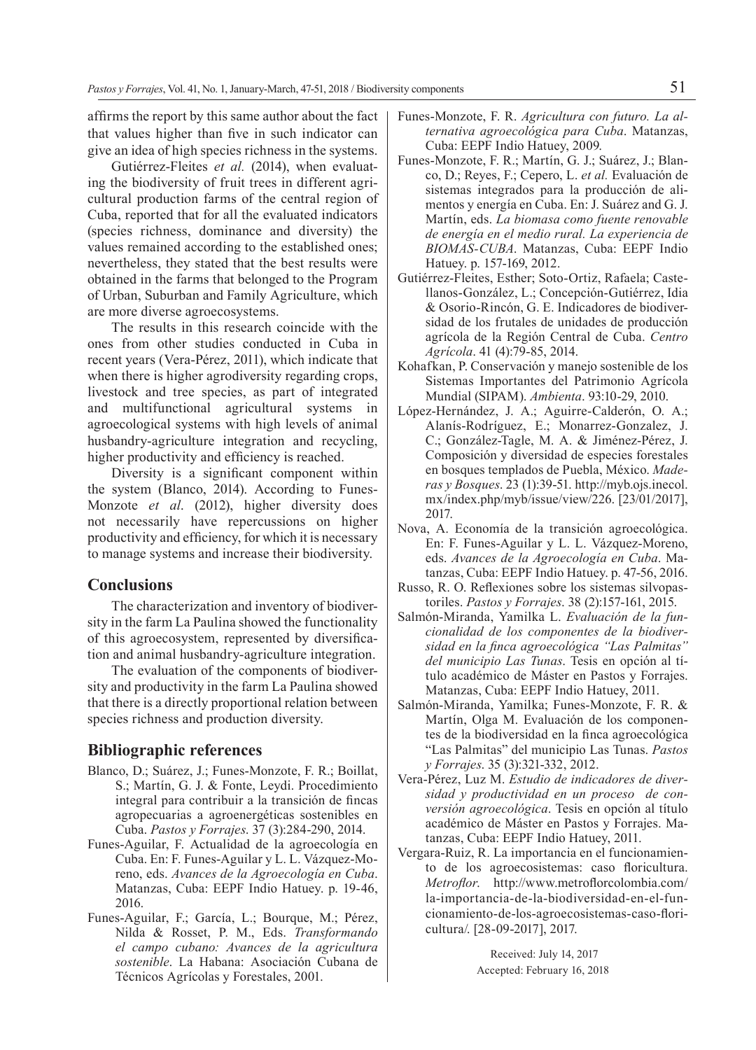affirms the report by this same author about the fact that values higher than five in such indicator can give an idea of high species richness in the systems.

Gutiérrez-Fleites *et al.* (2014), when evaluating the biodiversity of fruit trees in different agricultural production farms of the central region of Cuba, reported that for all the evaluated indicators (species richness, dominance and diversity) the values remained according to the established ones; nevertheless, they stated that the best results were obtained in the farms that belonged to the Program of Urban, Suburban and Family Agriculture, which are more diverse agroecosystems.

The results in this research coincide with the ones from other studies conducted in Cuba in recent years (Vera-Pérez, 2011), which indicate that when there is higher agrodiversity regarding crops, livestock and tree species, as part of integrated and multifunctional agricultural systems in agroecological systems with high levels of animal husbandry-agriculture integration and recycling, higher productivity and efficiency is reached.

Diversity is a significant component within the system (Blanco, 2014). According to Funes-Monzote *et al*. (2012), higher diversity does not necessarily have repercussions on higher productivity and efficiency, for which it is necessary to manage systems and increase their biodiversity.

## Conclusions

The characterization and inventory of biodiversity in the farm La Paulina showed the functionality of this agroecosystem, represented by diversification and animal husbandry-agriculture integration.

The evaluation of the components of biodiversity and productivity in the farm La Paulina showed that there is a directly proportional relation between species richness and production diversity.

## Bibliographic references

Blanco, D.; Suárez, J.; Funes-Monzote, F. R.; Boillat, S.; Martín, G. J. & Fonte, Leydi. Procedimiento integral para contribuir a la transición de fincas agropecuarias a agroenergéticas sostenibles en Cuba. *Pastos y Forrajes*. 37 (3):284-290, 2014.

Funes-Aguilar, F. Actualidad de la agroecología en Cuba. En: F. Funes-Aguilar y L. L. Vázquez-Moreno, eds. *Avances de la Agroecología en Cuba*. Matanzas, Cuba: EEPF Indio Hatuey. p. 19-46, 2016.

Funes-Aguilar, F.; García, L.; Bourque, M.; Pérez, Nilda & Rosset, P. M., Eds. *Transformando el campo cubano: Avances de la agricultura sostenible*. La Habana: Asociación Cubana de Técnicos Agrícolas y Forestales, 2001.

Funes-Monzote, F. R. *Agricultura con futuro. La alternativa agroecológica para Cuba*. Matanzas, Cuba: EEPF Indio Hatuey, 2009.

Funes-Monzote, F. R.; Martín, G. J.; Suárez, J.; Blanco, D.; Reyes, F.; Cepero, L. *et al.* Evaluación de sistemas integrados para la producción de alimentos y energía en Cuba. En: J. Suárez and G. J. Martín, eds. *La biomasa como fuente renovable de energía en el medio rural. La experiencia de BIOMAS-CUBA*. Matanzas, Cuba: EEPF Indio Hatuey. p. 157-169, 2012.

Gutiérrez-Fleites, Esther; Soto-Ortiz, Rafaela; Castellanos-González, L.; Concepción-Gutiérrez, Idia & Osorio-Rincón, G. E. Indicadores de biodiversidad de los frutales de unidades de producción agrícola de la Región Central de Cuba. *Centro Agrícola*. 41 (4):79-85, 2014.

Kohafkan, P. Conservación y manejo sostenible de los Sistemas Importantes del Patrimonio Agrícola Mundial (SIPAM). *Ambienta*. 93:10-29, 2010.

López-Hernández, J. A.; Aguirre-Calderón, O. A.; Alanís-Rodríguez, E.; Monarrez-Gonzalez, J. C.; González-Tagle, M. A. & Jiménez-Pérez, J. Composición y diversidad de especies forestales en bosques templados de Puebla, México. *Maderas y Bosques*. 23 (1):39-51. http://myb.ojs.inecol.mx/index.php/myb/issue/view/226. [23/01/2017], 2017.

Nova, A. Economía de la transición agroecológica. En: F. Funes-Aguilar y L. L. Vázquez-Moreno, eds. *Avances de la Agroecología en Cuba*. Matanzas, Cuba: EEPF Indio Hatuey. p. 47-56, 2016.

Russo, R. O. Reflexiones sobre los sistemas silvopastoriles. *Pastos y Forrajes*. 38 (2):157-161, 2015.

Salmón-Miranda, Yamilka L. *Evaluación de la funcionalidad de los componentes de la biodiversidad en la finca agroecológica "Las Palmitas" del municipio Las Tunas*. Tesis en opción al título académico de Máster en Pastos y Forrajes. Matanzas, Cuba: EEPF Indio Hatuey, 2011.

Salmón-Miranda, Yamilka; Funes-Monzote, F. R. & Martín, Olga M. Evaluación de los componentes de la biodiversidad en la finca agroecológica "Las Palmitas" del municipio Las Tunas. *Pastos y Forrajes*. 35 (3):321-332, 2012.

Vera-Pérez, Luz M. *Estudio de indicadores de diversidad y productividad en un proceso de conversión agroecológica*. Tesis en opción al título académico de Máster en Pastos y Forrajes. Matanzas, Cuba: EEPF Indio Hatuey, 2011.

Vergara-Ruiz, R. La importancia en el funcionamiento de los agroecosistemas: caso floricultura. *Metroflor*. http://www.metroflorcolombia.com/la-importancia-de-la-biodiversidad-en-el-funcionamiento-de-los-agroecosistemas-caso-floricultura/. [28-09-2017], 2017.

Received: July 14, 2017
Accepted: February 16, 2018